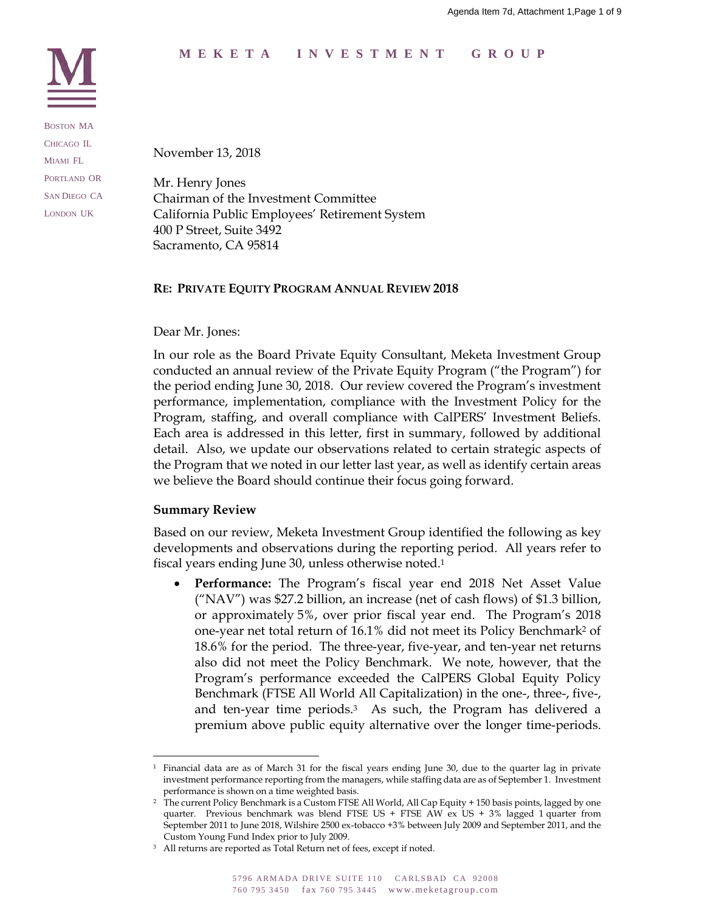**MEKETA INVESTMENT GROUP**

BOSTON MA
CHICAGO IL
MIAMI FL
PORTLAND OR
SAN DIEGO CA
LONDON UK

November 13, 2018

Mr. Henry Jones
Chairman of the Investment Committee
California Public Employees' Retirement System
400 P Street, Suite 3492
Sacramento, CA 95814

**RE: PRIVATE EQUITY PROGRAM ANNUAL REVIEW 2018**

Dear Mr. Jones:

In our role as the Board Private Equity Consultant, Meketa Investment Group conducted an annual review of the Private Equity Program ("the Program") for the period ending June 30, 2018. Our review covered the Program's investment performance, implementation, compliance with the Investment Policy for the Program, staffing, and overall compliance with CalPERS' Investment Beliefs. Each area is addressed in this letter, first in summary, followed by additional detail. Also, we update our observations related to certain strategic aspects of the Program that we noted in our letter last year, as well as identify certain areas we believe the Board should continue their focus going forward.

**Summary Review**

Based on our review, Meketa Investment Group identified the following as key developments and observations during the reporting period. All years refer to fiscal years ending June 30, unless otherwise noted.[1]

- **Performance:** The Program's fiscal year end 2018 Net Asset Value ("NAV") was $27.2 billion, an increase (net of cash flows) of $1.3 billion, or approximately 5%, over prior fiscal year end. The Program's 2018 one-year net total return of 16.1% did not meet its Policy Benchmark[2] of 18.6% for the period. The three-year, five-year, and ten-year net returns also did not meet the Policy Benchmark. We note, however, that the Program's performance exceeded the CalPERS Global Equity Policy Benchmark (FTSE All World All Capitalization) in the one-, three-, five-, and ten-year time periods.[3] As such, the Program has delivered a premium above public equity alternative over the longer time-periods.

---

[1] Financial data are as of March 31 for the fiscal years ending June 30, due to the quarter lag in private investment performance reporting from the managers, while staffing data are as of September 1. Investment performance is shown on a time weighted basis.

[2] The current Policy Benchmark is a Custom FTSE All World, All Cap Equity + 150 basis points, lagged by one quarter. Previous benchmark was blend FTSE US + FTSE AW ex US + 3% lagged 1 quarter from September 2011 to June 2018, Wilshire 2500 ex-tobacco +3% between July 2009 and September 2011, and the Custom Young Fund Index prior to July 2009.

[3] All returns are reported as Total Return net of fees, except if noted.

5796 ARMADA DRIVE SUITE 110 CARLSBAD CA 92008
760 795 3450 fax 760 795 3445 www.meketagroup.com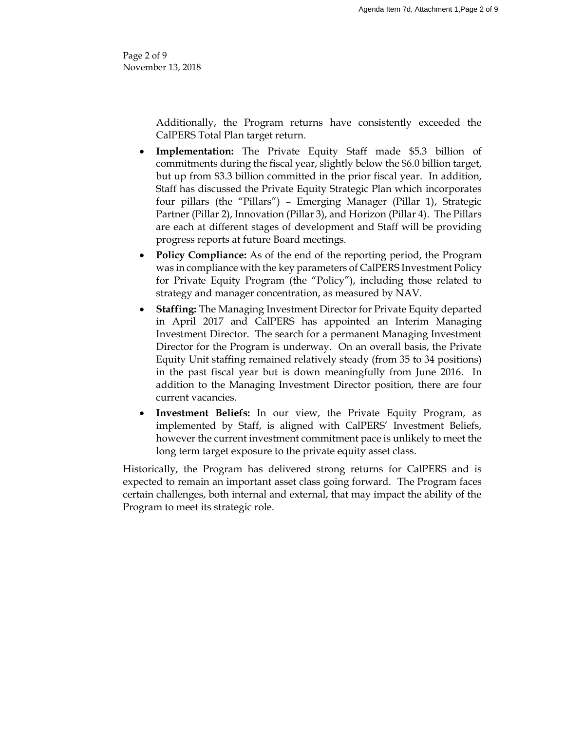Additionally, the Program returns have consistently exceeded the CalPERS Total Plan target return.

- **Implementation:** The Private Equity Staff made $5.3 billion of commitments during the fiscal year, slightly below the $6.0 billion target, but up from $3.3 billion committed in the prior fiscal year. In addition, Staff has discussed the Private Equity Strategic Plan which incorporates four pillars (the "Pillars") – Emerging Manager (Pillar 1), Strategic Partner (Pillar 2), Innovation (Pillar 3), and Horizon (Pillar 4). The Pillars are each at different stages of development and Staff will be providing progress reports at future Board meetings.
- **Policy Compliance:** As of the end of the reporting period, the Program was in compliance with the key parameters of CalPERS Investment Policy for Private Equity Program (the "Policy"), including those related to strategy and manager concentration, as measured by NAV.
- **Staffing:** The Managing Investment Director for Private Equity departed in April 2017 and CalPERS has appointed an Interim Managing Investment Director. The search for a permanent Managing Investment Director for the Program is underway. On an overall basis, the Private Equity Unit staffing remained relatively steady (from 35 to 34 positions) in the past fiscal year but is down meaningfully from June 2016. In addition to the Managing Investment Director position, there are four current vacancies.
- **Investment Beliefs:** In our view, the Private Equity Program, as implemented by Staff, is aligned with CalPERS' Investment Beliefs, however the current investment commitment pace is unlikely to meet the long term target exposure to the private equity asset class.

Historically, the Program has delivered strong returns for CalPERS and is expected to remain an important asset class going forward. The Program faces certain challenges, both internal and external, that may impact the ability of the Program to meet its strategic role.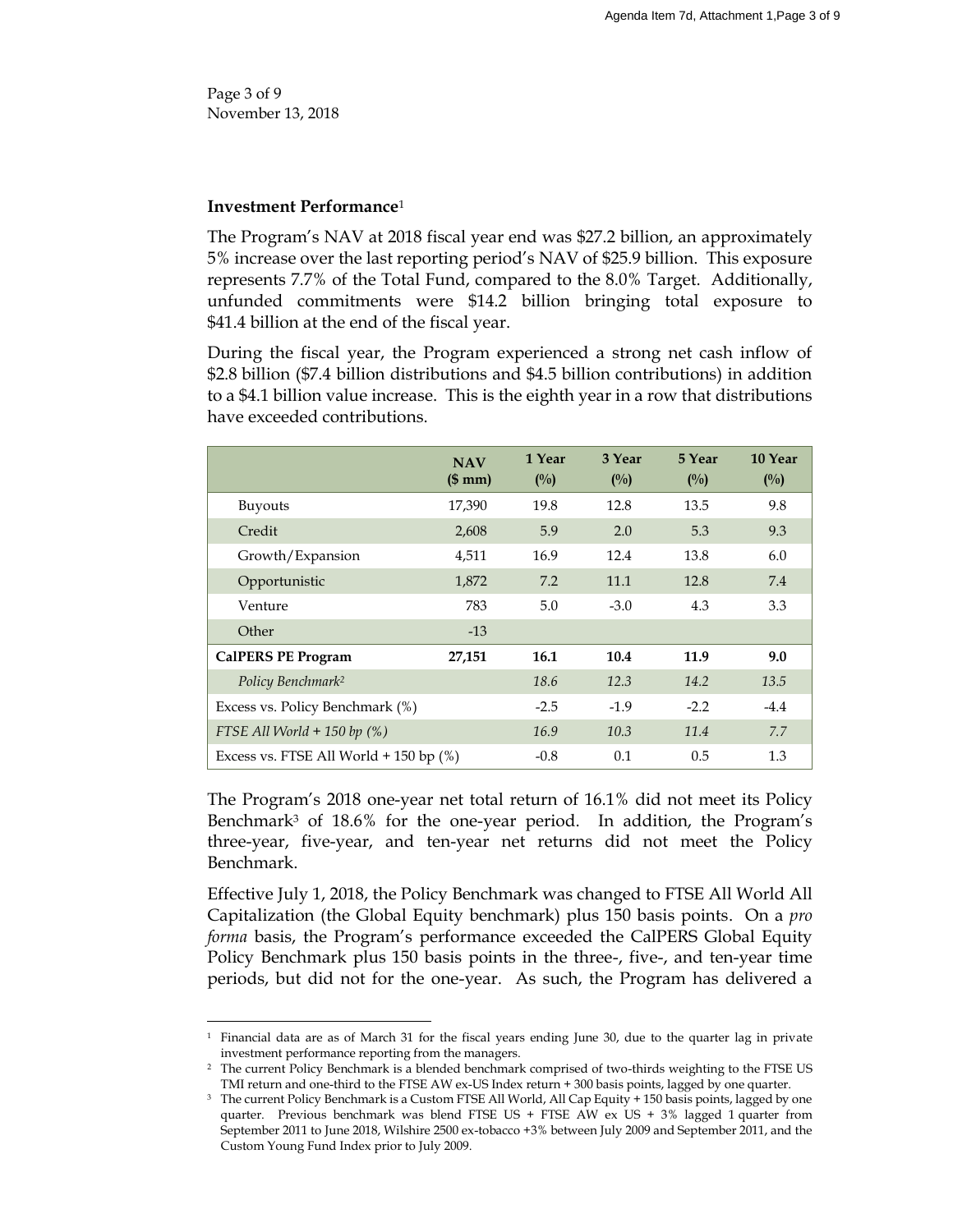Page 3 of 9
November 13, 2018

**Investment Performance**[1]

The Program's NAV at 2018 fiscal year end was $27.2 billion, an approximately 5% increase over the last reporting period's NAV of $25.9 billion. This exposure represents 7.7% of the Total Fund, compared to the 8.0% Target. Additionally, unfunded commitments were $14.2 billion bringing total exposure to $41.4 billion at the end of the fiscal year.

During the fiscal year, the Program experienced a strong net cash inflow of $2.8 billion ($7.4 billion distributions and $4.5 billion contributions) in addition to a $4.1 billion value increase. This is the eighth year in a row that distributions have exceeded contributions.

| | NAV ($ mm) | 1 Year (%) | 3 Year (%) | 5 Year (%) | 10 Year (%) |
|---|---|---|---|---|---|
| Buyouts | 17,390 | 19.8 | 12.8 | 13.5 | 9.8 |
| Credit | 2,608 | 5.9 | 2.0 | 5.3 | 9.3 |
| Growth/Expansion | 4,511 | 16.9 | 12.4 | 13.8 | 6.0 |
| Opportunistic | 1,872 | 7.2 | 11.1 | 12.8 | 7.4 |
| Venture | 783 | 5.0 | -3.0 | 4.3 | 3.3 |
| Other | -13 | | | | |
| **CalPERS PE Program** | **27,151** | **16.1** | **10.4** | **11.9** | **9.0** |
| *Policy Benchmark[2]* | | *18.6* | *12.3* | *14.2* | *13.5* |
| Excess vs. Policy Benchmark (%) | | -2.5 | -1.9 | -2.2 | -4.4 |
| *FTSE All World + 150 bp (%)* | | *16.9* | *10.3* | *11.4* | *7.7* |
| Excess vs. FTSE All World + 150 bp (%) | | -0.8 | 0.1 | 0.5 | 1.3 |

The Program's 2018 one-year net total return of 16.1% did not meet its Policy Benchmark[3] of 18.6% for the one-year period. In addition, the Program's three-year, five-year, and ten-year net returns did not meet the Policy Benchmark.

Effective July 1, 2018, the Policy Benchmark was changed to FTSE All World All Capitalization (the Global Equity benchmark) plus 150 basis points. On a *pro forma* basis, the Program's performance exceeded the CalPERS Global Equity Policy Benchmark plus 150 basis points in the three-, five-, and ten-year time periods, but did not for the one-year. As such, the Program has delivered a

---

[1] Financial data are as of March 31 for the fiscal years ending June 30, due to the quarter lag in private investment performance reporting from the managers.

[2] The current Policy Benchmark is a blended benchmark comprised of two-thirds weighting to the FTSE US TMI return and one-third to the FTSE AW ex-US Index return + 300 basis points, lagged by one quarter.

[3] The current Policy Benchmark is a Custom FTSE All World, All Cap Equity + 150 basis points, lagged by one quarter. Previous benchmark was blend FTSE US + FTSE AW ex US + 3% lagged 1 quarter from September 2011 to June 2018, Wilshire 2500 ex-tobacco +3% between July 2009 and September 2011, and the Custom Young Fund Index prior to July 2009.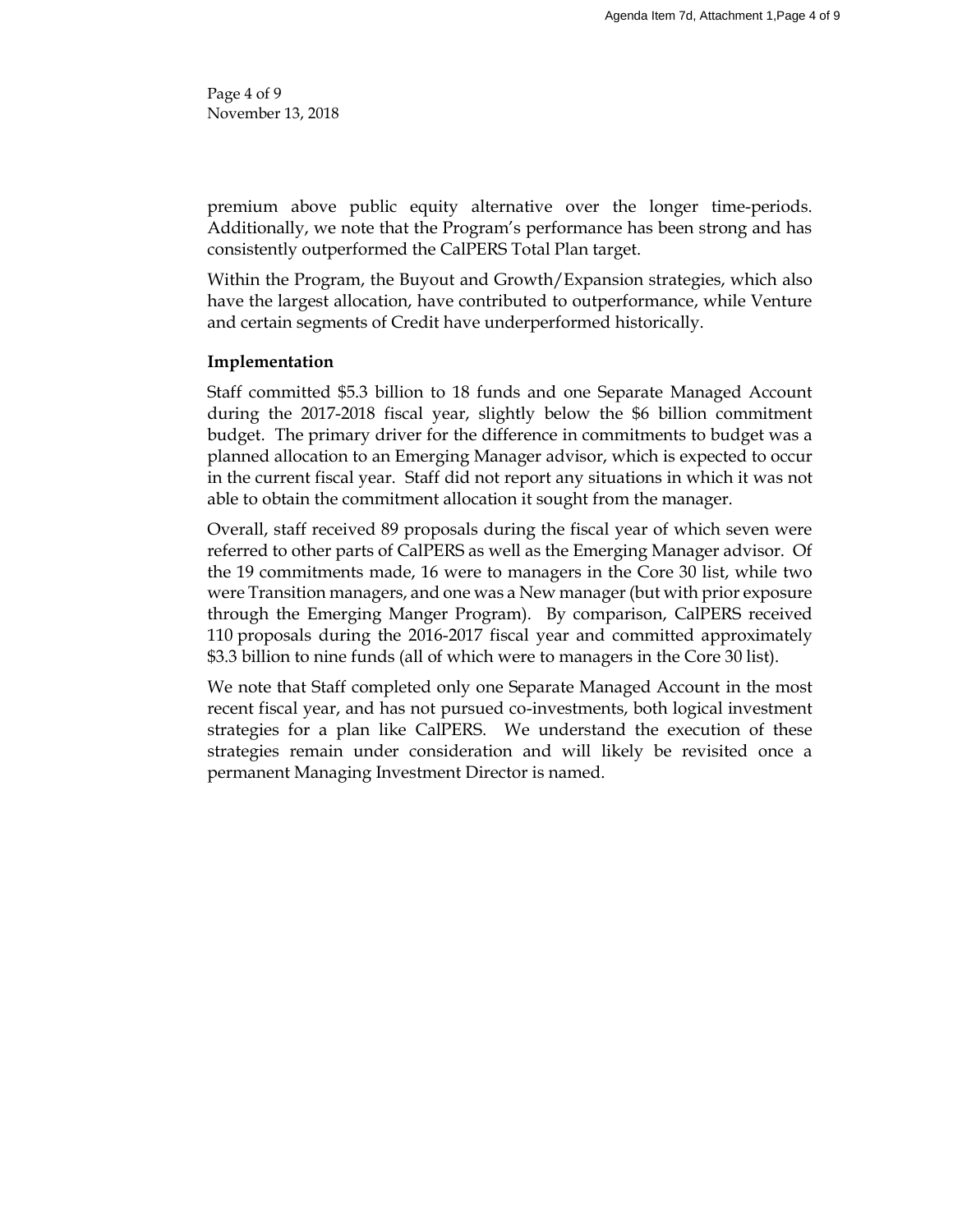premium above public equity alternative over the longer time-periods. Additionally, we note that the Program's performance has been strong and has consistently outperformed the CalPERS Total Plan target.

Within the Program, the Buyout and Growth/Expansion strategies, which also have the largest allocation, have contributed to outperformance, while Venture and certain segments of Credit have underperformed historically.

**Implementation**

Staff committed $5.3 billion to 18 funds and one Separate Managed Account during the 2017-2018 fiscal year, slightly below the $6 billion commitment budget. The primary driver for the difference in commitments to budget was a planned allocation to an Emerging Manager advisor, which is expected to occur in the current fiscal year. Staff did not report any situations in which it was not able to obtain the commitment allocation it sought from the manager.

Overall, staff received 89 proposals during the fiscal year of which seven were referred to other parts of CalPERS as well as the Emerging Manager advisor. Of the 19 commitments made, 16 were to managers in the Core 30 list, while two were Transition managers, and one was a New manager (but with prior exposure through the Emerging Manger Program). By comparison, CalPERS received 110 proposals during the 2016-2017 fiscal year and committed approximately $3.3 billion to nine funds (all of which were to managers in the Core 30 list).

We note that Staff completed only one Separate Managed Account in the most recent fiscal year, and has not pursued co-investments, both logical investment strategies for a plan like CalPERS. We understand the execution of these strategies remain under consideration and will likely be revisited once a permanent Managing Investment Director is named.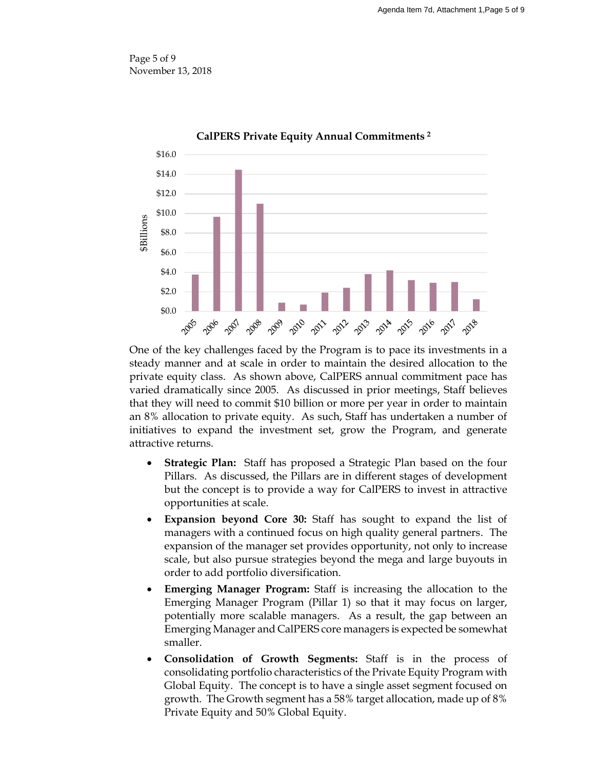Page 5 of 9
November 13, 2018

**CalPERS Private Equity Annual Commitments [2]**

One of the key challenges faced by the Program is to pace its investments in a steady manner and at scale in order to maintain the desired allocation to the private equity class. As shown above, CalPERS annual commitment pace has varied dramatically since 2005. As discussed in prior meetings, Staff believes that they will need to commit $10 billion or more per year in order to maintain an 8% allocation to private equity. As such, Staff has undertaken a number of initiatives to expand the investment set, grow the Program, and generate attractive returns.

- **Strategic Plan:** Staff has proposed a Strategic Plan based on the four Pillars. As discussed, the Pillars are in different stages of development but the concept is to provide a way for CalPERS to invest in attractive opportunities at scale.
- **Expansion beyond Core 30:** Staff has sought to expand the list of managers with a continued focus on high quality general partners. The expansion of the manager set provides opportunity, not only to increase scale, but also pursue strategies beyond the mega and large buyouts in order to add portfolio diversification.
- **Emerging Manager Program:** Staff is increasing the allocation to the Emerging Manager Program (Pillar 1) so that it may focus on larger, potentially more scalable managers. As a result, the gap between an Emerging Manager and CalPERS core managers is expected be somewhat smaller.
- **Consolidation of Growth Segments:** Staff is in the process of consolidating portfolio characteristics of the Private Equity Program with Global Equity. The concept is to have a single asset segment focused on growth. The Growth segment has a 58% target allocation, made up of 8% Private Equity and 50% Global Equity.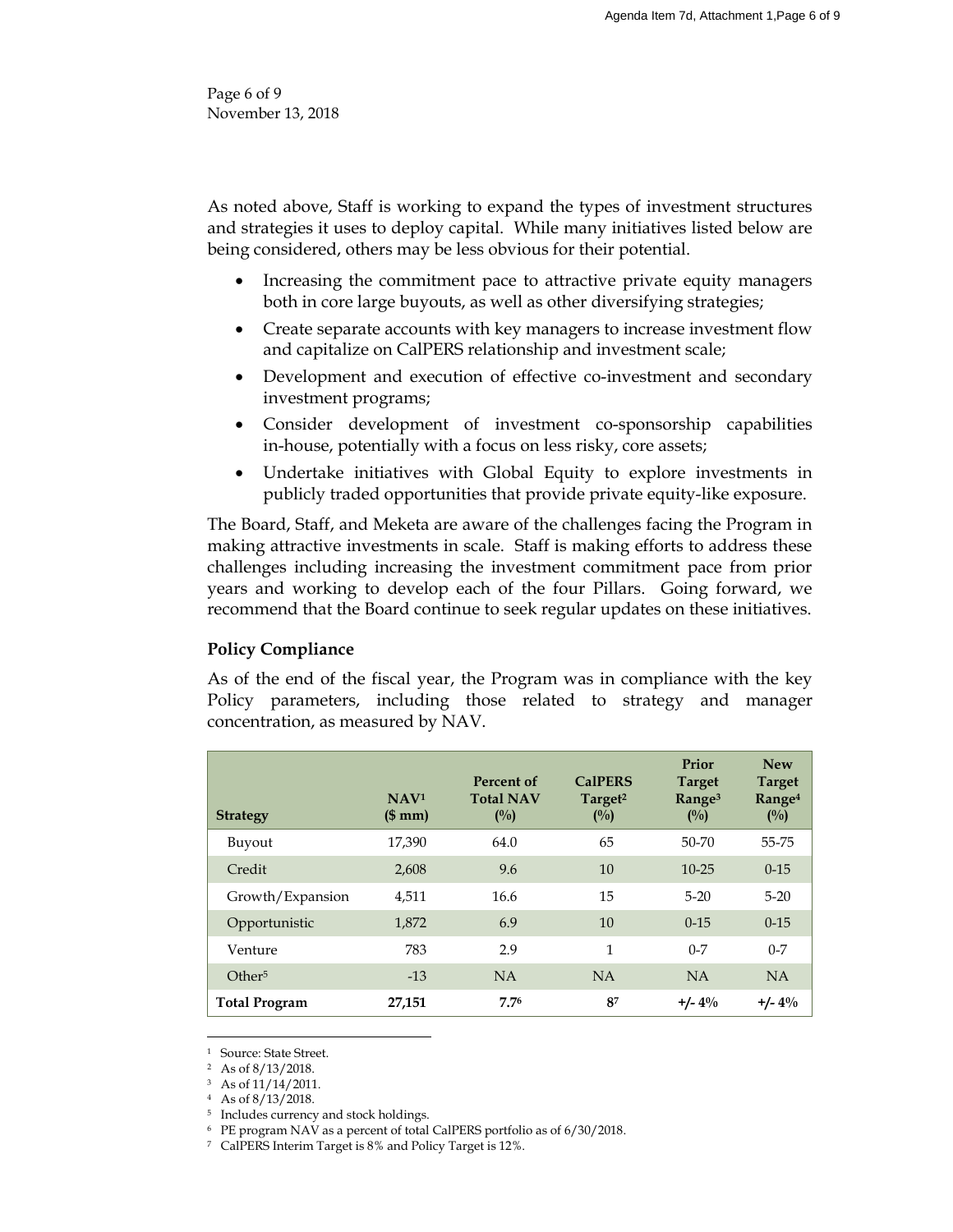As noted above, Staff is working to expand the types of investment structures and strategies it uses to deploy capital. While many initiatives listed below are being considered, others may be less obvious for their potential.

- Increasing the commitment pace to attractive private equity managers both in core large buyouts, as well as other diversifying strategies;
- Create separate accounts with key managers to increase investment flow and capitalize on CalPERS relationship and investment scale;
- Development and execution of effective co-investment and secondary investment programs;
- Consider development of investment co-sponsorship capabilities in-house, potentially with a focus on less risky, core assets;
- Undertake initiatives with Global Equity to explore investments in publicly traded opportunities that provide private equity-like exposure.

The Board, Staff, and Meketa are aware of the challenges facing the Program in making attractive investments in scale. Staff is making efforts to address these challenges including increasing the investment commitment pace from prior years and working to develop each of the four Pillars. Going forward, we recommend that the Board continue to seek regular updates on these initiatives.

### Policy Compliance

As of the end of the fiscal year, the Program was in compliance with the key Policy parameters, including those related to strategy and manager concentration, as measured by NAV.

| Strategy | NAV[1] ($ mm) | Percent of Total NAV (%) | CalPERS Target[2] (%) | Prior Target Range[3] (%) | New Target Range[4] (%) |
|---|---|---|---|---|---|
| Buyout | 17,390 | 64.0 | 65 | 50-70 | 55-75 |
| Credit | 2,608 | 9.6 | 10 | 10-25 | 0-15 |
| Growth/Expansion | 4,511 | 16.6 | 15 | 5-20 | 5-20 |
| Opportunistic | 1,872 | 6.9 | 10 | 0-15 | 0-15 |
| Venture | 783 | 2.9 | 1 | 0-7 | 0-7 |
| Other[5] | -13 | NA | NA | NA | NA |
| **Total Program** | **27,151** | **7.7[6]** | **8[7]** | **+/- 4%** | **+/- 4%** |

[1] Source: State Street.
[2] As of 8/13/2018.
[3] As of 11/14/2011.
[4] As of 8/13/2018.
[5] Includes currency and stock holdings.
[6] PE program NAV as a percent of total CalPERS portfolio as of 6/30/2018.
[7] CalPERS Interim Target is 8% and Policy Target is 12%.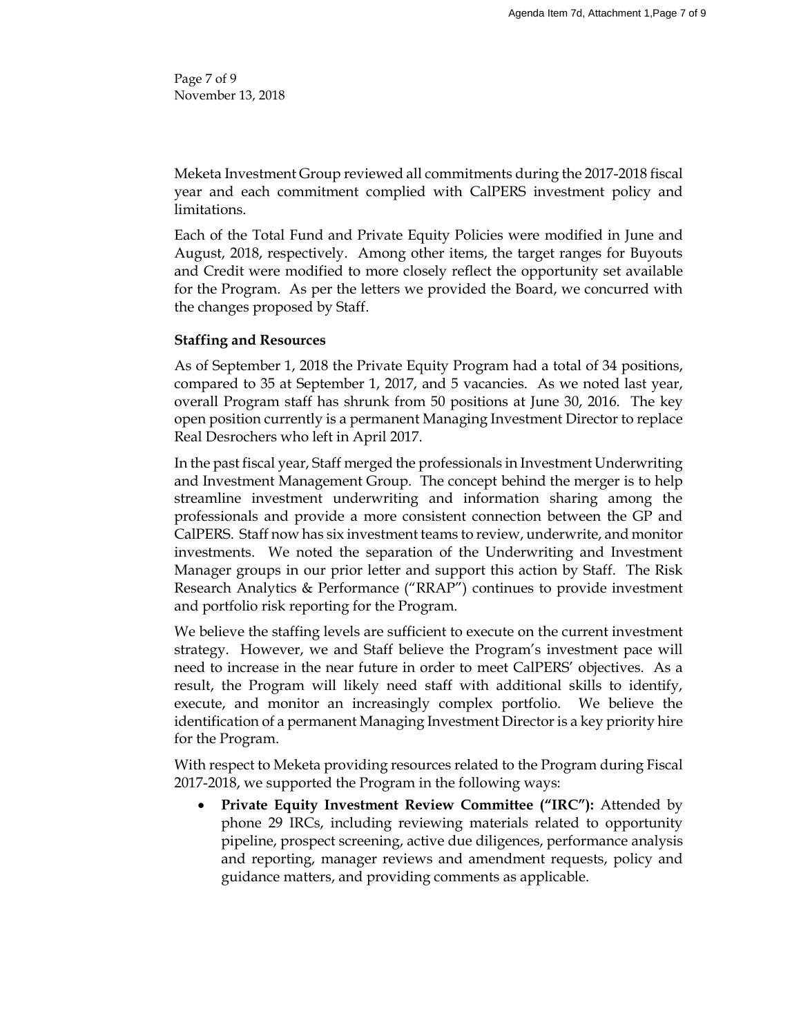Page 7 of 9
November 13, 2018

Meketa Investment Group reviewed all commitments during the 2017-2018 fiscal year and each commitment complied with CalPERS investment policy and limitations.

Each of the Total Fund and Private Equity Policies were modified in June and August, 2018, respectively. Among other items, the target ranges for Buyouts and Credit were modified to more closely reflect the opportunity set available for the Program. As per the letters we provided the Board, we concurred with the changes proposed by Staff.

**Staffing and Resources**

As of September 1, 2018 the Private Equity Program had a total of 34 positions, compared to 35 at September 1, 2017, and 5 vacancies. As we noted last year, overall Program staff has shrunk from 50 positions at June 30, 2016. The key open position currently is a permanent Managing Investment Director to replace Real Desrochers who left in April 2017.

In the past fiscal year, Staff merged the professionals in Investment Underwriting and Investment Management Group. The concept behind the merger is to help streamline investment underwriting and information sharing among the professionals and provide a more consistent connection between the GP and CalPERS. Staff now has six investment teams to review, underwrite, and monitor investments. We noted the separation of the Underwriting and Investment Manager groups in our prior letter and support this action by Staff. The Risk Research Analytics & Performance ("RRAP") continues to provide investment and portfolio risk reporting for the Program.

We believe the staffing levels are sufficient to execute on the current investment strategy. However, we and Staff believe the Program's investment pace will need to increase in the near future in order to meet CalPERS' objectives. As a result, the Program will likely need staff with additional skills to identify, execute, and monitor an increasingly complex portfolio. We believe the identification of a permanent Managing Investment Director is a key priority hire for the Program.

With respect to Meketa providing resources related to the Program during Fiscal 2017-2018, we supported the Program in the following ways:

- **Private Equity Investment Review Committee ("IRC"):** Attended by phone 29 IRCs, including reviewing materials related to opportunity pipeline, prospect screening, active due diligences, performance analysis and reporting, manager reviews and amendment requests, policy and guidance matters, and providing comments as applicable.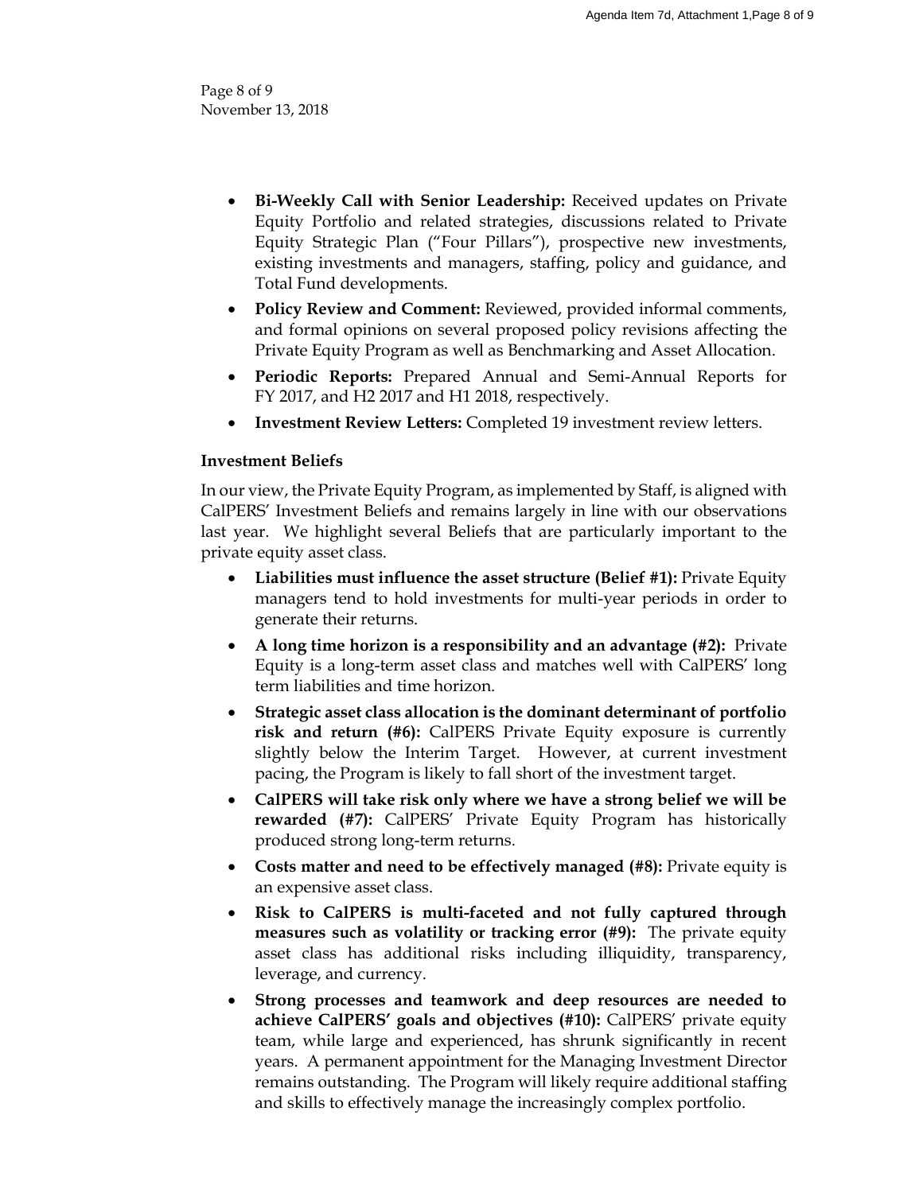- **Bi-Weekly Call with Senior Leadership:** Received updates on Private Equity Portfolio and related strategies, discussions related to Private Equity Strategic Plan ("Four Pillars"), prospective new investments, existing investments and managers, staffing, policy and guidance, and Total Fund developments.
- **Policy Review and Comment:** Reviewed, provided informal comments, and formal opinions on several proposed policy revisions affecting the Private Equity Program as well as Benchmarking and Asset Allocation.
- **Periodic Reports:** Prepared Annual and Semi-Annual Reports for FY 2017, and H2 2017 and H1 2018, respectively.
- **Investment Review Letters:** Completed 19 investment review letters.

**Investment Beliefs**

In our view, the Private Equity Program, as implemented by Staff, is aligned with CalPERS' Investment Beliefs and remains largely in line with our observations last year. We highlight several Beliefs that are particularly important to the private equity asset class.

- **Liabilities must influence the asset structure (Belief #1):** Private Equity managers tend to hold investments for multi-year periods in order to generate their returns.
- **A long time horizon is a responsibility and an advantage (#2):** Private Equity is a long-term asset class and matches well with CalPERS' long term liabilities and time horizon.
- **Strategic asset class allocation is the dominant determinant of portfolio risk and return (#6):** CalPERS Private Equity exposure is currently slightly below the Interim Target. However, at current investment pacing, the Program is likely to fall short of the investment target.
- **CalPERS will take risk only where we have a strong belief we will be rewarded (#7):** CalPERS' Private Equity Program has historically produced strong long-term returns.
- **Costs matter and need to be effectively managed (#8):** Private equity is an expensive asset class.
- **Risk to CalPERS is multi-faceted and not fully captured through measures such as volatility or tracking error (#9):** The private equity asset class has additional risks including illiquidity, transparency, leverage, and currency.
- **Strong processes and teamwork and deep resources are needed to achieve CalPERS' goals and objectives (#10):** CalPERS' private equity team, while large and experienced, has shrunk significantly in recent years. A permanent appointment for the Managing Investment Director remains outstanding. The Program will likely require additional staffing and skills to effectively manage the increasingly complex portfolio.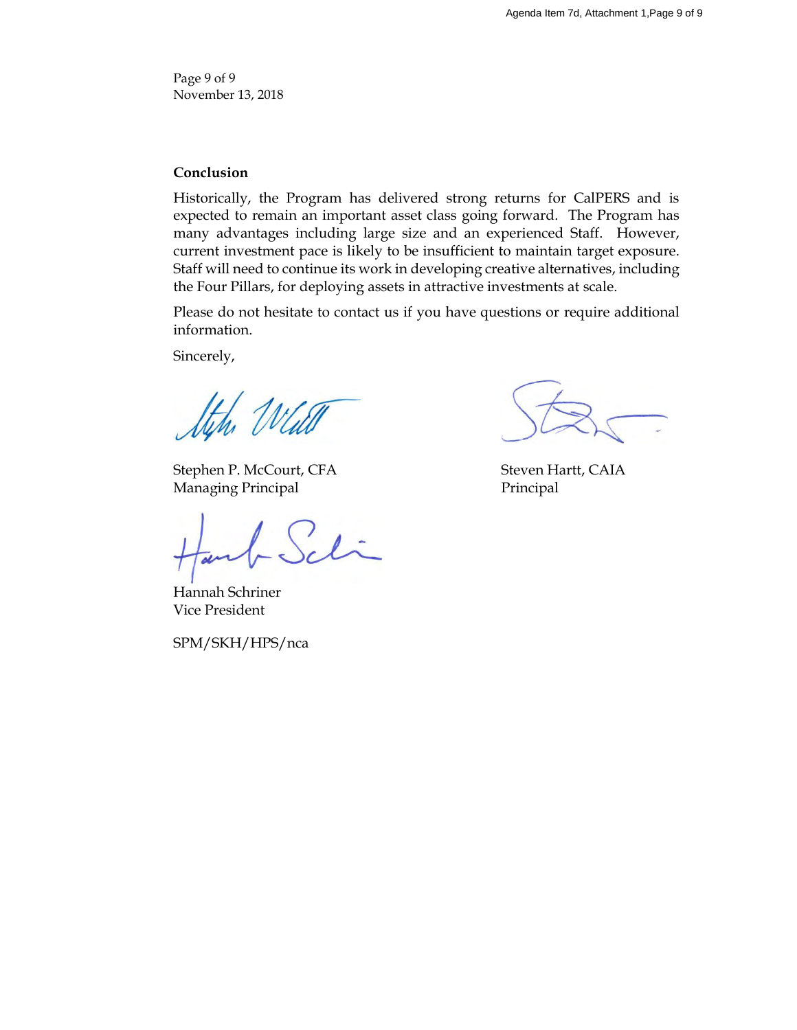Page 9 of 9
November 13, 2018

**Conclusion**

Historically, the Program has delivered strong returns for CalPERS and is expected to remain an important asset class going forward. The Program has many advantages including large size and an experienced Staff. However, current investment pace is likely to be insufficient to maintain target exposure. Staff will need to continue its work in developing creative alternatives, including the Four Pillars, for deploying assets in attractive investments at scale.

Please do not hesitate to contact us if you have questions or require additional information.

Sincerely,

Stephen P. McCourt, CFA
Managing Principal

Steven Hartt, CAIA
Principal

Hannah Schriner
Vice President

SPM/SKH/HPS/nca